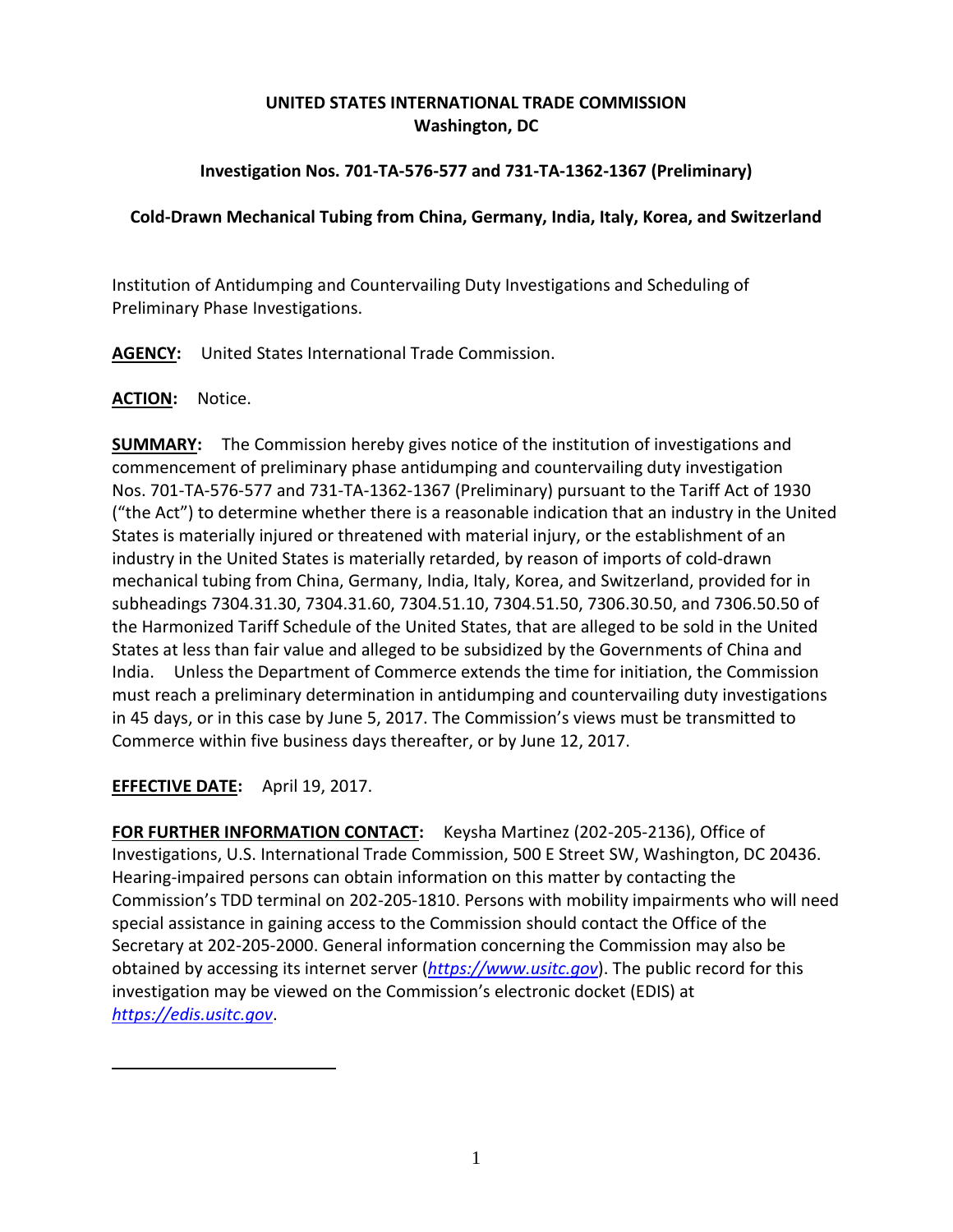**UNITED STATES INTERNATIONAL TRADE COMMISSION**
**Washington, DC**

**Investigation Nos. 701-TA-576-577 and 731-TA-1362-1367 (Preliminary)**

**Cold-Drawn Mechanical Tubing from China, Germany, India, Italy, Korea, and Switzerland**

Institution of Antidumping and Countervailing Duty Investigations and Scheduling of Preliminary Phase Investigations.

**AGENCY:** United States International Trade Commission.

**ACTION:** Notice.

**SUMMARY:** The Commission hereby gives notice of the institution of investigations and commencement of preliminary phase antidumping and countervailing duty investigation Nos. 701-TA-576-577 and 731-TA-1362-1367 (Preliminary) pursuant to the Tariff Act of 1930 ("the Act") to determine whether there is a reasonable indication that an industry in the United States is materially injured or threatened with material injury, or the establishment of an industry in the United States is materially retarded, by reason of imports of cold-drawn mechanical tubing from China, Germany, India, Italy, Korea, and Switzerland, provided for in subheadings 7304.31.30, 7304.31.60, 7304.51.10, 7304.51.50, 7306.30.50, and 7306.50.50 of the Harmonized Tariff Schedule of the United States, that are alleged to be sold in the United States at less than fair value and alleged to be subsidized by the Governments of China and India. Unless the Department of Commerce extends the time for initiation, the Commission must reach a preliminary determination in antidumping and countervailing duty investigations in 45 days, or in this case by June 5, 2017. The Commission's views must be transmitted to Commerce within five business days thereafter, or by June 12, 2017.

**EFFECTIVE DATE:** April 19, 2017.

**FOR FURTHER INFORMATION CONTACT:** Keysha Martinez (202-205-2136), Office of Investigations, U.S. International Trade Commission, 500 E Street SW, Washington, DC 20436. Hearing-impaired persons can obtain information on this matter by contacting the Commission's TDD terminal on 202-205-1810. Persons with mobility impairments who will need special assistance in gaining access to the Commission should contact the Office of the Secretary at 202-205-2000. General information concerning the Commission may also be obtained by accessing its internet server (*https://www.usitc.gov*). The public record for this investigation may be viewed on the Commission's electronic docket (EDIS) at *https://edis.usitc.gov*.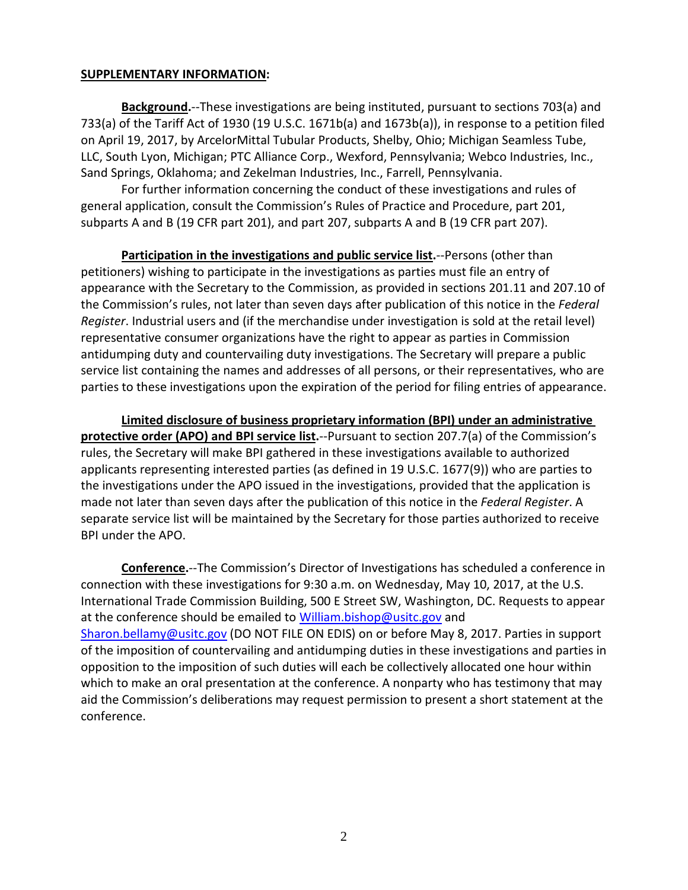**SUPPLEMENTARY INFORMATION:**

**Background.**--These investigations are being instituted, pursuant to sections 703(a) and 733(a) of the Tariff Act of 1930 (19 U.S.C. 1671b(a) and 1673b(a)), in response to a petition filed on April 19, 2017, by ArcelorMittal Tubular Products, Shelby, Ohio; Michigan Seamless Tube, LLC, South Lyon, Michigan; PTC Alliance Corp., Wexford, Pennsylvania; Webco Industries, Inc., Sand Springs, Oklahoma; and Zekelman Industries, Inc., Farrell, Pennsylvania.

For further information concerning the conduct of these investigations and rules of general application, consult the Commission's Rules of Practice and Procedure, part 201, subparts A and B (19 CFR part 201), and part 207, subparts A and B (19 CFR part 207).

**Participation in the investigations and public service list.**--Persons (other than petitioners) wishing to participate in the investigations as parties must file an entry of appearance with the Secretary to the Commission, as provided in sections 201.11 and 207.10 of the Commission's rules, not later than seven days after publication of this notice in the *Federal Register*. Industrial users and (if the merchandise under investigation is sold at the retail level) representative consumer organizations have the right to appear as parties in Commission antidumping duty and countervailing duty investigations. The Secretary will prepare a public service list containing the names and addresses of all persons, or their representatives, who are parties to these investigations upon the expiration of the period for filing entries of appearance.

**Limited disclosure of business proprietary information (BPI) under an administrative protective order (APO) and BPI service list.**--Pursuant to section 207.7(a) of the Commission's rules, the Secretary will make BPI gathered in these investigations available to authorized applicants representing interested parties (as defined in 19 U.S.C. 1677(9)) who are parties to the investigations under the APO issued in the investigations, provided that the application is made not later than seven days after the publication of this notice in the *Federal Register*. A separate service list will be maintained by the Secretary for those parties authorized to receive BPI under the APO.

**Conference.**--The Commission's Director of Investigations has scheduled a conference in connection with these investigations for 9:30 a.m. on Wednesday, May 10, 2017, at the U.S. International Trade Commission Building, 500 E Street SW, Washington, DC. Requests to appear at the conference should be emailed to William.bishop@usitc.gov and Sharon.bellamy@usitc.gov (DO NOT FILE ON EDIS) on or before May 8, 2017. Parties in support of the imposition of countervailing and antidumping duties in these investigations and parties in opposition to the imposition of such duties will each be collectively allocated one hour within which to make an oral presentation at the conference. A nonparty who has testimony that may aid the Commission's deliberations may request permission to present a short statement at the conference.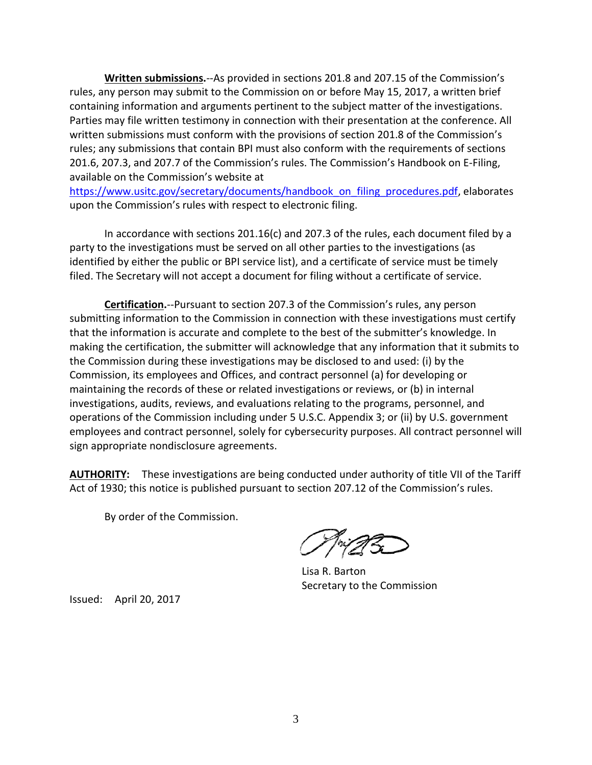**Written submissions.**--As provided in sections 201.8 and 207.15 of the Commission's rules, any person may submit to the Commission on or before May 15, 2017, a written brief containing information and arguments pertinent to the subject matter of the investigations. Parties may file written testimony in connection with their presentation at the conference. All written submissions must conform with the provisions of section 201.8 of the Commission's rules; any submissions that contain BPI must also conform with the requirements of sections 201.6, 207.3, and 207.7 of the Commission's rules. The Commission's Handbook on E-Filing, available on the Commission's website at https://www.usitc.gov/secretary/documents/handbook_on_filing_procedures.pdf, elaborates upon the Commission's rules with respect to electronic filing.

In accordance with sections 201.16(c) and 207.3 of the rules, each document filed by a party to the investigations must be served on all other parties to the investigations (as identified by either the public or BPI service list), and a certificate of service must be timely filed. The Secretary will not accept a document for filing without a certificate of service.

**Certification.**--Pursuant to section 207.3 of the Commission's rules, any person submitting information to the Commission in connection with these investigations must certify that the information is accurate and complete to the best of the submitter's knowledge. In making the certification, the submitter will acknowledge that any information that it submits to the Commission during these investigations may be disclosed to and used: (i) by the Commission, its employees and Offices, and contract personnel (a) for developing or maintaining the records of these or related investigations or reviews, or (b) in internal investigations, audits, reviews, and evaluations relating to the programs, personnel, and operations of the Commission including under 5 U.S.C. Appendix 3; or (ii) by U.S. government employees and contract personnel, solely for cybersecurity purposes. All contract personnel will sign appropriate nondisclosure agreements.

**AUTHORITY:** These investigations are being conducted under authority of title VII of the Tariff Act of 1930; this notice is published pursuant to section 207.12 of the Commission's rules.

By order of the Commission.

Lisa R. Barton
Secretary to the Commission

Issued: April 20, 2017